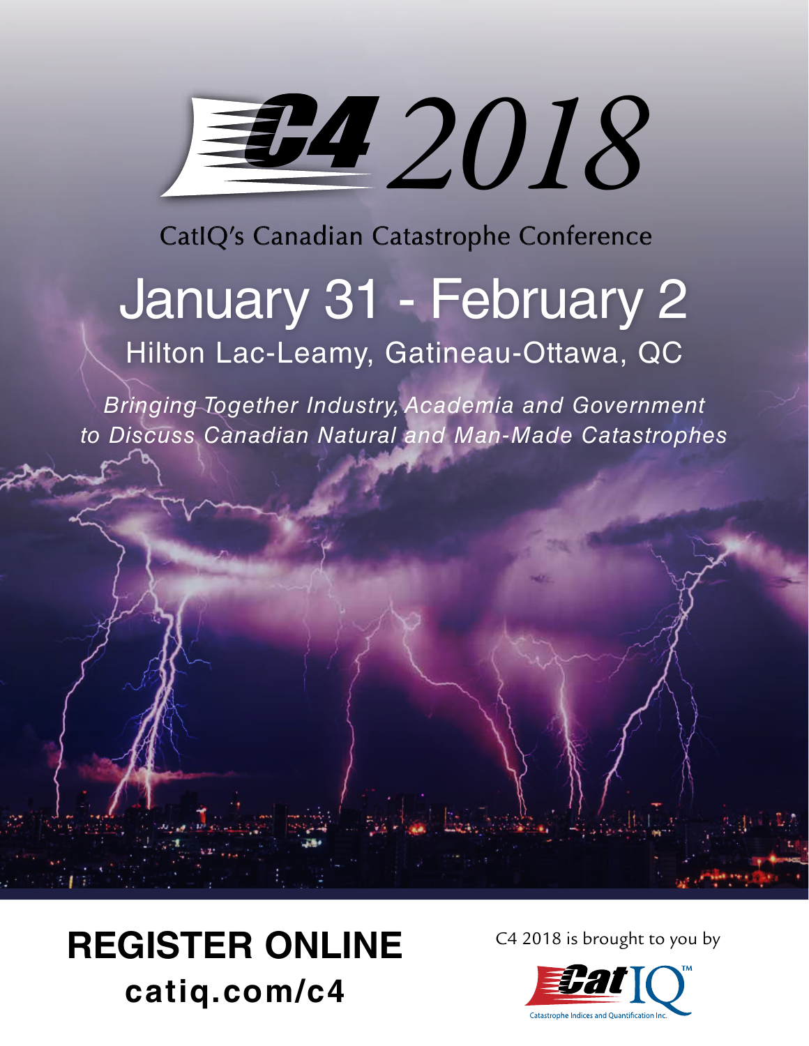# C4 2018

CatIQ's Canadian Catastrophe Conference

## January 31 - February 2

Hilton Lac-Leamy, Gatineau-Ottawa, QC

*Bringing Together Industry, Academia and Government to Discuss Canadian Natural and Man-Made Catastrophes*

**REGISTER ONLINE**
**catiq.com/c4**

C4 2018 is brought to you by

CatIQ™
Catastrophe Indices and Quantification Inc.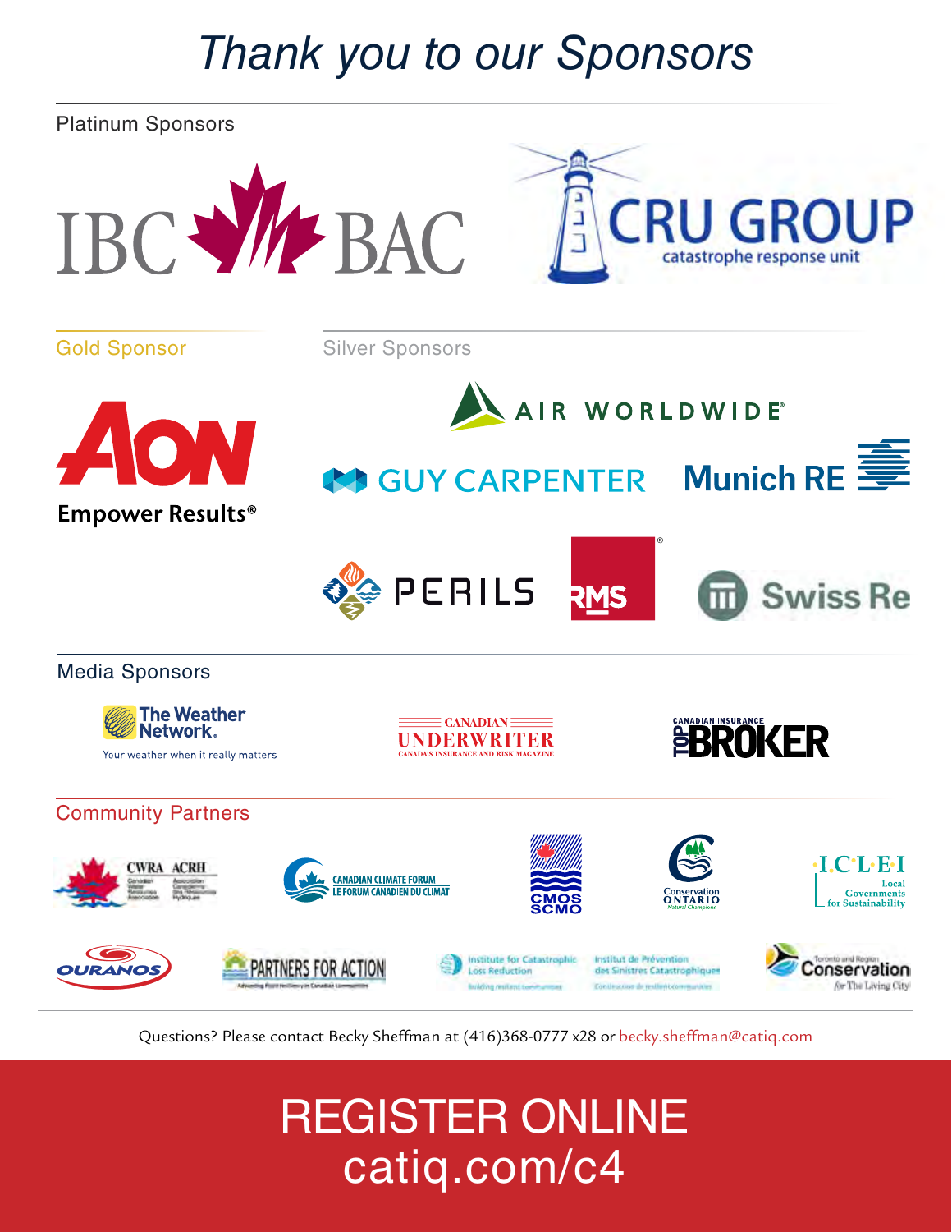# *Thank you to our Sponsors*

## Platinum Sponsors

IBC BAC

CRU GROUP catastrophe response unit

## Gold Sponsor

AON Empower Results®

## Silver Sponsors

AIR WORLDWIDE®

GUY CARPENTER

Munich RE

PERILS

RMS®

Swiss Re

## Media Sponsors

The Weather Network. Your weather when it really matters

CANADIAN UNDERWRITER CANADA'S INSURANCE AND RISK MAGAZINE

CANADIAN INSURANCE TOP BROKER

## Community Partners

CWRA ACRH

CANADIAN CLIMATE FORUM LE FORUM CANADIEN DU CLIMAT

CMOS SCMO

Conservation ONTARIO Natural Champions

ICLEI Local Governments for Sustainability

OURANOS

PARTNERS FOR ACTION

Institute for Catastrophic Loss Reduction / Institut de Prévention des Sinistres Catastrophiques

Toronto and Region Conservation for The Living City

Questions? Please contact Becky Sheffman at (416)368-0777 x28 or becky.sheffman@catiq.com

# REGISTER ONLINE catiq.com/c4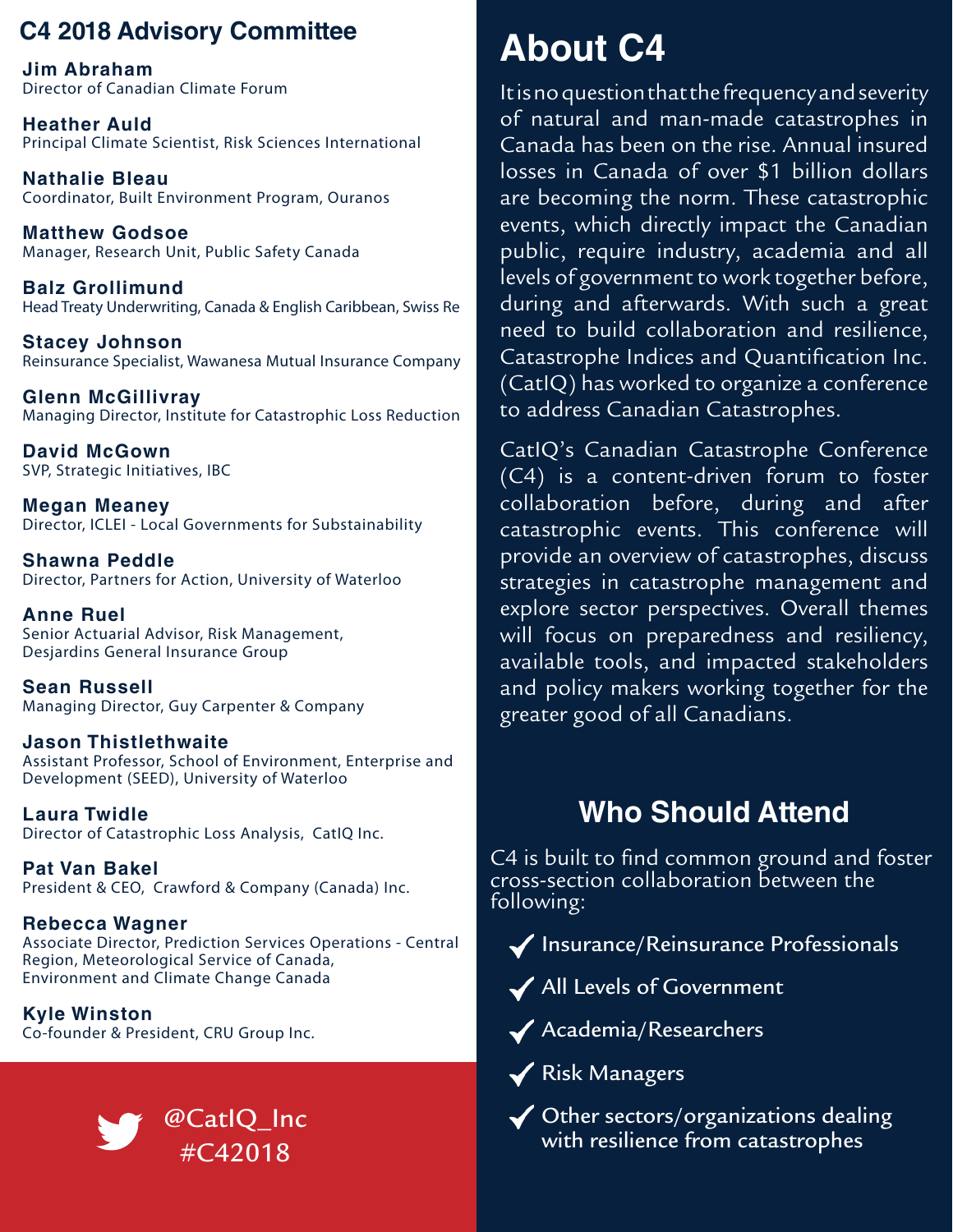## C4 2018 Advisory Committee

**Jim Abraham**
Director of Canadian Climate Forum

**Heather Auld**
Principal Climate Scientist, Risk Sciences International

**Nathalie Bleau**
Coordinator, Built Environment Program, Ouranos

**Matthew Godsoe**
Manager, Research Unit, Public Safety Canada

**Balz Grollimund**
Head Treaty Underwriting, Canada & English Caribbean, Swiss Re

**Stacey Johnson**
Reinsurance Specialist, Wawanesa Mutual Insurance Company

**Glenn McGillivray**
Managing Director, Institute for Catastrophic Loss Reduction

**David McGown**
SVP, Strategic Initiatives, IBC

**Megan Meaney**
Director, ICLEI - Local Governments for Sustainability

**Shawna Peddle**
Director, Partners for Action, University of Waterloo

**Anne Ruel**
Senior Actuarial Advisor, Risk Management, Desjardins General Insurance Group

**Sean Russell**
Managing Director, Guy Carpenter & Company

**Jason Thistlethwaite**
Assistant Professor, School of Environment, Enterprise and Development (SEED), University of Waterloo

**Laura Twidle**
Director of Catastrophic Loss Analysis, CatIQ Inc.

**Pat Van Bakel**
President & CEO, Crawford & Company (Canada) Inc.

**Rebecca Wagner**
Associate Director, Prediction Services Operations - Central Region, Meteorological Service of Canada, Environment and Climate Change Canada

**Kyle Winston**
Co-founder & President, CRU Group Inc.

@CatIQ_Inc
#C42018

# About C4

It is no question that the frequency and severity of natural and man-made catastrophes in Canada has been on the rise. Annual insured losses in Canada of over $1 billion dollars are becoming the norm. These catastrophic events, which directly impact the Canadian public, require industry, academia and all levels of government to work together before, during and afterwards. With such a great need to build collaboration and resilience, Catastrophe Indices and Quantification Inc. (CatIQ) has worked to organize a conference to address Canadian Catastrophes.

CatIQ's Canadian Catastrophe Conference (C4) is a content-driven forum to foster collaboration before, during and after catastrophic events. This conference will provide an overview of catastrophes, discuss strategies in catastrophe management and explore sector perspectives. Overall themes will focus on preparedness and resiliency, available tools, and impacted stakeholders and policy makers working together for the greater good of all Canadians.

## Who Should Attend

C4 is built to find common ground and foster cross-section collaboration between the following:

- ✓ Insurance/Reinsurance Professionals
- ✓ All Levels of Government
- ✓ Academia/Researchers
- ✓ Risk Managers
- ✓ Other sectors/organizations dealing with resilience from catastrophes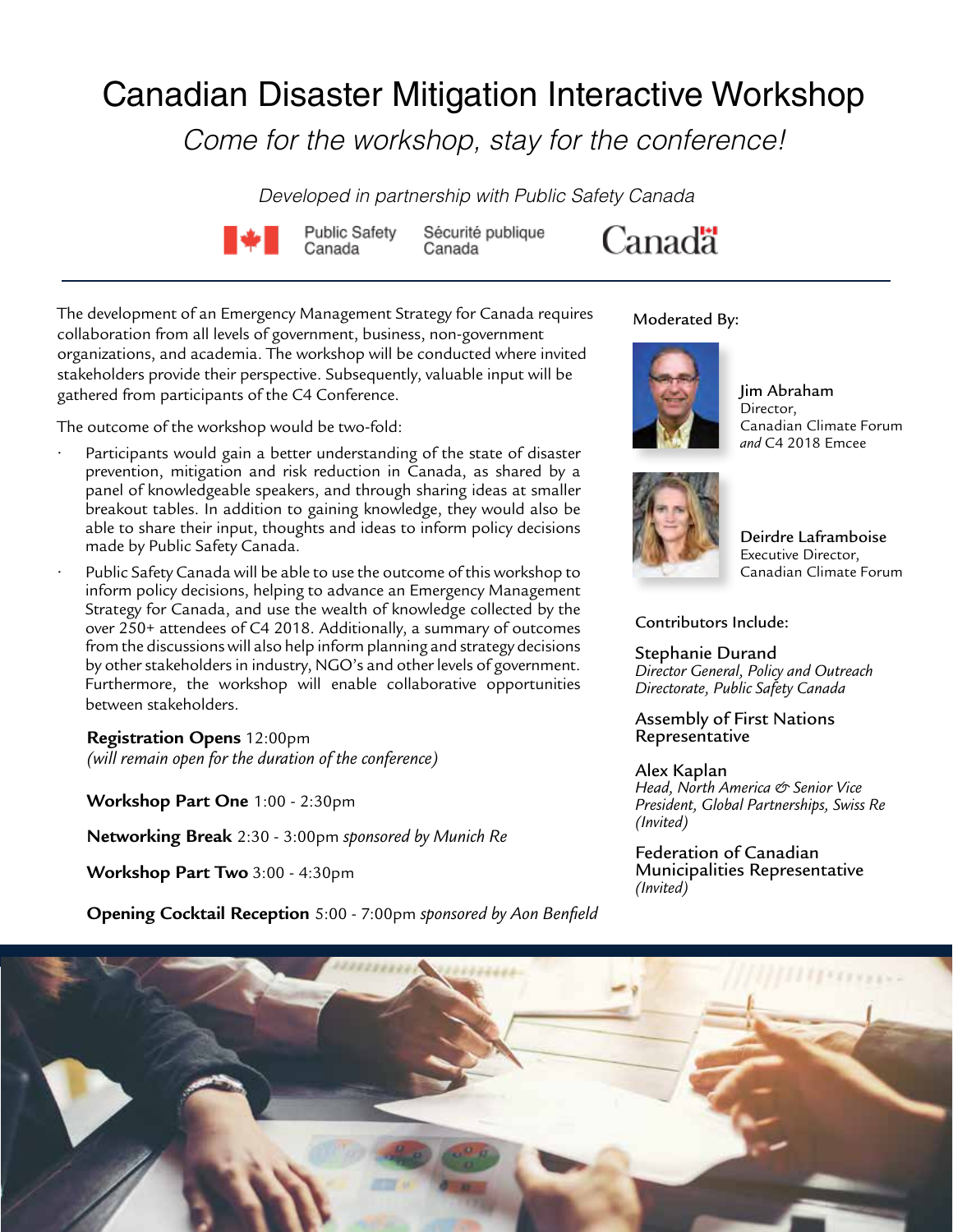# Canadian Disaster Mitigation Interactive Workshop

*Come for the workshop, stay for the conference!*

*Developed in partnership with Public Safety Canada*

Public Safety Canada | Sécurité publique Canada | Canada

The development of an Emergency Management Strategy for Canada requires collaboration from all levels of government, business, non-government organizations, and academia. The workshop will be conducted where invited stakeholders provide their perspective. Subsequently, valuable input will be gathered from participants of the C4 Conference.

The outcome of the workshop would be two-fold:

- Participants would gain a better understanding of the state of disaster prevention, mitigation and risk reduction in Canada, as shared by a panel of knowledgeable speakers, and through sharing ideas at smaller breakout tables. In addition to gaining knowledge, they would also be able to share their input, thoughts and ideas to inform policy decisions made by Public Safety Canada.
- Public Safety Canada will be able to use the outcome of this workshop to inform policy decisions, helping to advance an Emergency Management Strategy for Canada, and use the wealth of knowledge collected by the over 250+ attendees of C4 2018. Additionally, a summary of outcomes from the discussions will also help inform planning and strategy decisions by other stakeholders in industry, NGO's and other levels of government. Furthermore, the workshop will enable collaborative opportunities between stakeholders.

**Registration Opens** 12:00pm
*(will remain open for the duration of the conference)*

**Workshop Part One** 1:00 - 2:30pm

**Networking Break** 2:30 - 3:00pm *sponsored by Munich Re*

**Workshop Part Two** 3:00 - 4:30pm

**Opening Cocktail Reception** 5:00 - 7:00pm *sponsored by Aon Benfield*

## Moderated By:

**Jim Abraham**
Director,
Canadian Climate Forum
*and* C4 2018 Emcee

**Deirdre Laframboise**
Executive Director,
Canadian Climate Forum

## Contributors Include:

**Stephanie Durand**
*Director General, Policy and Outreach Directorate, Public Safety Canada*

**Assembly of First Nations Representative**

**Alex Kaplan**
*Head, North America & Senior Vice President, Global Partnerships, Swiss Re (Invited)*

**Federation of Canadian Municipalities Representative**
*(Invited)*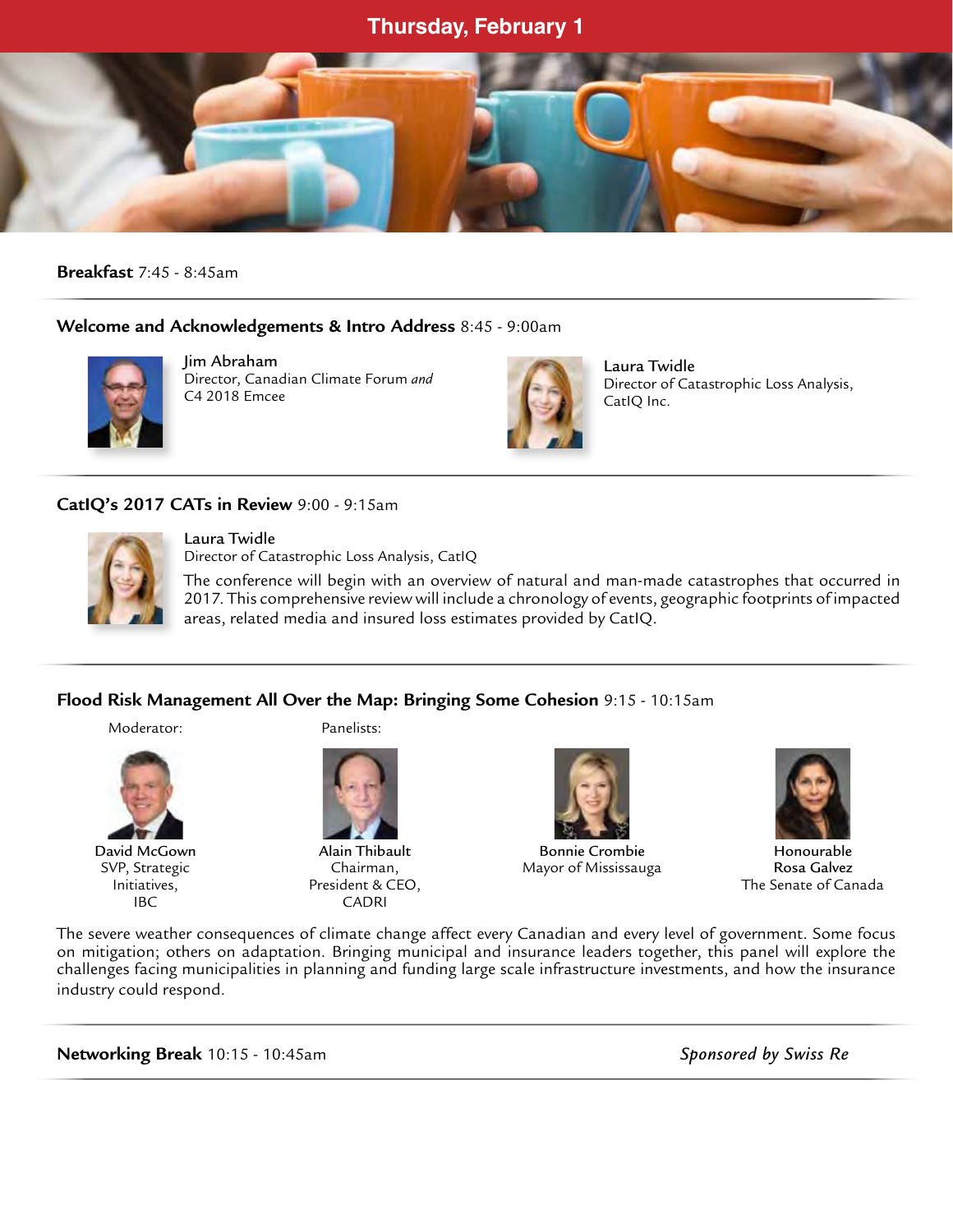## Thursday, February 1

**Breakfast** 7:45 - 8:45am

---

**Welcome and Acknowledgements & Intro Address** 8:45 - 9:00am

Jim Abraham
Director, Canadian Climate Forum *and* C4 2018 Emcee

Laura Twidle
Director of Catastrophic Loss Analysis, CatIQ Inc.

---

**CatIQ's 2017 CATs in Review** 9:00 - 9:15am

Laura Twidle
Director of Catastrophic Loss Analysis, CatIQ

The conference will begin with an overview of natural and man-made catastrophes that occurred in 2017. This comprehensive review will include a chronology of events, geographic footprints of impacted areas, related media and insured loss estimates provided by CatIQ.

---

**Flood Risk Management All Over the Map: Bringing Some Cohesion** 9:15 - 10:15am

Moderator:

David McGown
SVP, Strategic Initiatives, IBC

Panelists:

Alain Thibault
Chairman, President & CEO, CADRI

Bonnie Crombie
Mayor of Mississauga

Honourable Rosa Galvez
The Senate of Canada

The severe weather consequences of climate change affect every Canadian and every level of government. Some focus on mitigation; others on adaptation. Bringing municipal and insurance leaders together, this panel will explore the challenges facing municipalities in planning and funding large scale infrastructure investments, and how the insurance industry could respond.

---

**Networking Break** 10:15 - 10:45am *Sponsored by Swiss Re*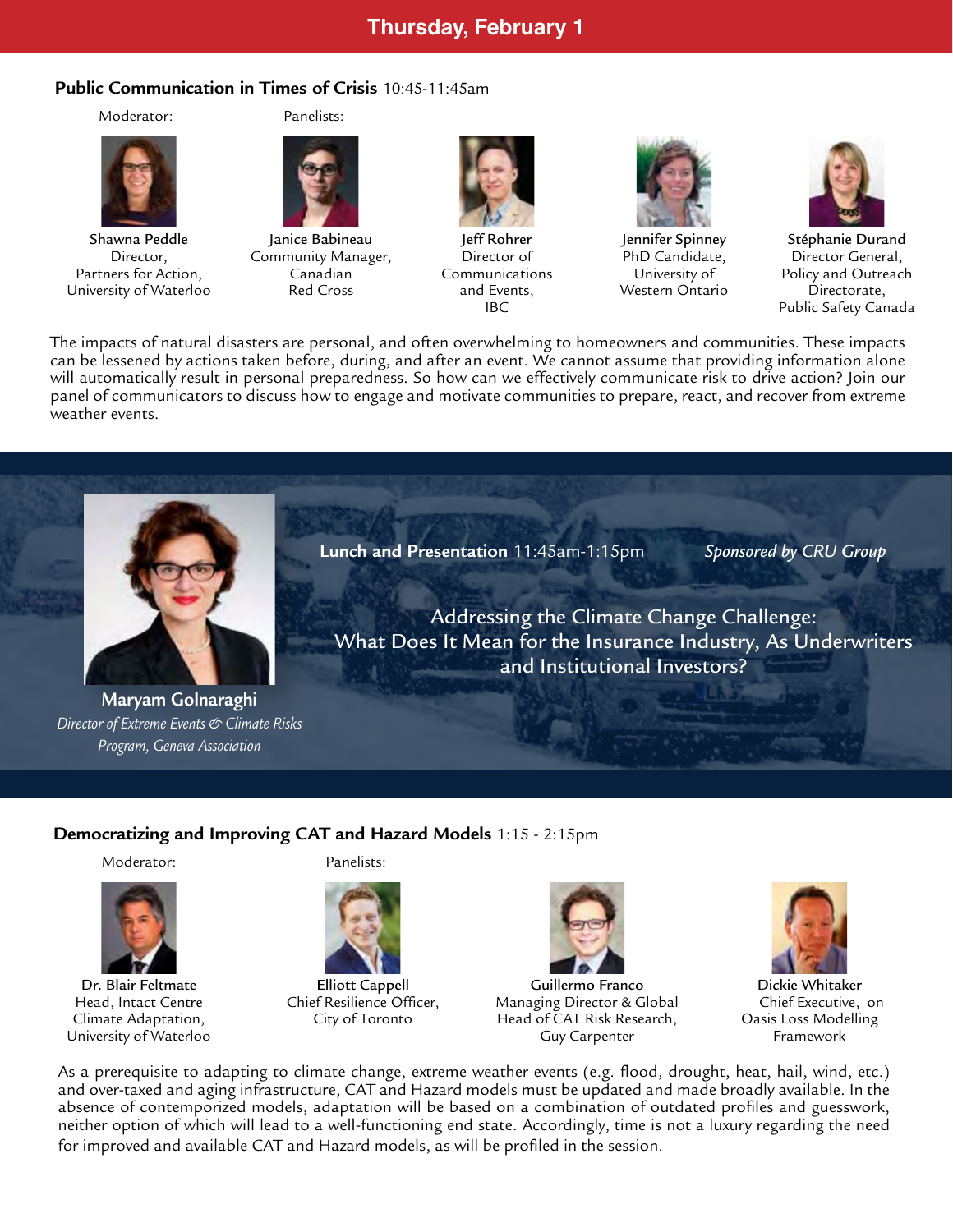## Thursday, February 1

### Public Communication in Times of Crisis 10:45-11:45am

Moderator:

**Shawna Peddle**
Director,
Partners for Action,
University of Waterloo

Panelists:

**Janice Babineau**
Community Manager,
Canadian
Red Cross

**Jeff Rohrer**
Director of
Communications
and Events,
IBC

**Jennifer Spinney**
PhD Candidate,
University of
Western Ontario

**Stéphanie Durand**
Director General,
Policy and Outreach
Directorate,
Public Safety Canada

The impacts of natural disasters are personal, and often overwhelming to homeowners and communities. These impacts can be lessened by actions taken before, during, and after an event. We cannot assume that providing information alone will automatically result in personal preparedness. So how can we effectively communicate risk to drive action? Join our panel of communicators to discuss how to engage and motivate communities to prepare, react, and recover from extreme weather events.

### Lunch and Presentation 11:45am-1:15pm

*Sponsored by CRU Group*

Addressing the Climate Change Challenge:
What Does It Mean for the Insurance Industry, As Underwriters and Institutional Investors?

**Maryam Golnaraghi**
*Director of Extreme Events & Climate Risks Program, Geneva Association*

### Democratizing and Improving CAT and Hazard Models 1:15 - 2:15pm

Moderator:

**Dr. Blair Feltmate**
Head, Intact Centre
Climate Adaptation,
University of Waterloo

Panelists:

**Elliott Cappell**
Chief Resilience Officer,
City of Toronto

**Guillermo Franco**
Managing Director & Global
Head of CAT Risk Research,
Guy Carpenter

**Dickie Whitaker**
Chief Executive, on
Oasis Loss Modelling
Framework

As a prerequisite to adapting to climate change, extreme weather events (e.g. flood, drought, heat, hail, wind, etc.) and over-taxed and aging infrastructure, CAT and Hazard models must be updated and made broadly available. In the absence of contemporized models, adaptation will be based on a combination of outdated profiles and guesswork, neither option of which will lead to a well-functioning end state. Accordingly, time is not a luxury regarding the need for improved and available CAT and Hazard models, as will be profiled in the session.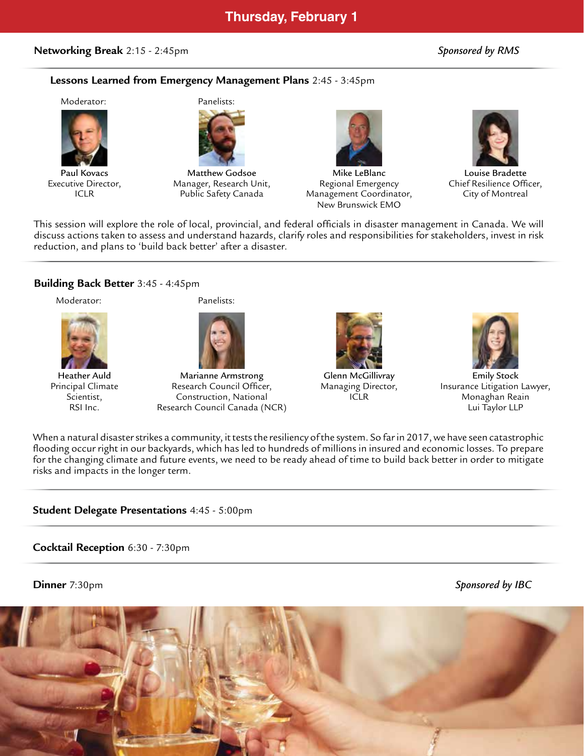## Thursday, February 1

**Networking Break** 2:15 - 2:45pm *Sponsored by RMS*

### Lessons Learned from Emergency Management Plans 2:45 - 3:45pm

Moderator:

**Paul Kovacs**
Executive Director,
ICLR

Panelists:

**Matthew Godsoe**
Manager, Research Unit,
Public Safety Canada

**Mike LeBlanc**
Regional Emergency
Management Coordinator,
New Brunswick EMO

**Louise Bradette**
Chief Resilience Officer,
City of Montreal

This session will explore the role of local, provincial, and federal officials in disaster management in Canada. We will discuss actions taken to assess and understand hazards, clarify roles and responsibilities for stakeholders, invest in risk reduction, and plans to 'build back better' after a disaster.

### Building Back Better 3:45 - 4:45pm

Moderator:

**Heather Auld**
Principal Climate
Scientist,
RSI Inc.

Panelists:

**Marianne Armstrong**
Research Council Officer,
Construction, National
Research Council Canada (NCR)

**Glenn McGillivray**
Managing Director,
ICLR

**Emily Stock**
Insurance Litigation Lawyer,
Monaghan Reain
Lui Taylor LLP

When a natural disaster strikes a community, it tests the resiliency of the system. So far in 2017, we have seen catastrophic flooding occur right in our backyards, which has led to hundreds of millions in insured and economic losses. To prepare for the changing climate and future events, we need to be ready ahead of time to build back better in order to mitigate risks and impacts in the longer term.

**Student Delegate Presentations** 4:45 - 5:00pm

**Cocktail Reception** 6:30 - 7:30pm

**Dinner** 7:30pm *Sponsored by IBC*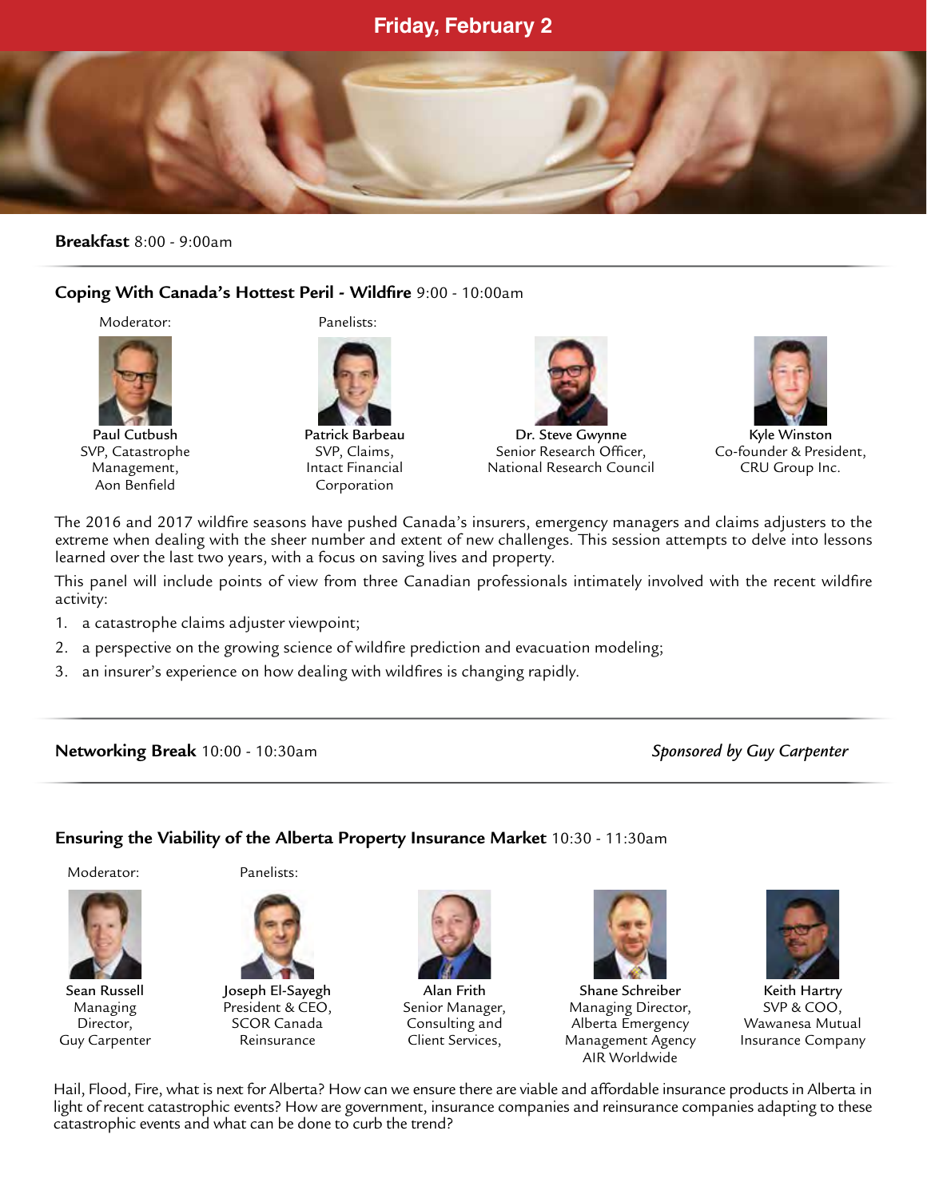# Friday, February 2

**Breakfast** 8:00 - 9:00am

---

## Coping With Canada's Hottest Peril - Wildfire 9:00 - 10:00am

Moderator:

**Paul Cutbush**
SVP, Catastrophe Management,
Aon Benfield

Panelists:

**Patrick Barbeau**
SVP, Claims,
Intact Financial Corporation

**Dr. Steve Gwynne**
Senior Research Officer,
National Research Council

**Kyle Winston**
Co-founder & President,
CRU Group Inc.

The 2016 and 2017 wildfire seasons have pushed Canada's insurers, emergency managers and claims adjusters to the extreme when dealing with the sheer number and extent of new challenges. This session attempts to delve into lessons learned over the last two years, with a focus on saving lives and property.

This panel will include points of view from three Canadian professionals intimately involved with the recent wildfire activity:

1. a catastrophe claims adjuster viewpoint;
2. a perspective on the growing science of wildfire prediction and evacuation modeling;
3. an insurer's experience on how dealing with wildfires is changing rapidly.

---

**Networking Break** 10:00 - 10:30am *Sponsored by Guy Carpenter*

---

## Ensuring the Viability of the Alberta Property Insurance Market 10:30 - 11:30am

Moderator:

**Sean Russell**
Managing Director,
Guy Carpenter

Panelists:

**Joseph El-Sayegh**
President & CEO,
SCOR Canada Reinsurance

**Alan Frith**
Senior Manager,
Consulting and Client Services,
AIR Worldwide

**Shane Schreiber**
Managing Director,
Alberta Emergency Management Agency

**Keith Hartry**
SVP & COO,
Wawanesa Mutual Insurance Company

Hail, Flood, Fire, what is next for Alberta? How can we ensure there are viable and affordable insurance products in Alberta in light of recent catastrophic events? How are government, insurance companies and reinsurance companies adapting to these catastrophic events and what can be done to curb the trend?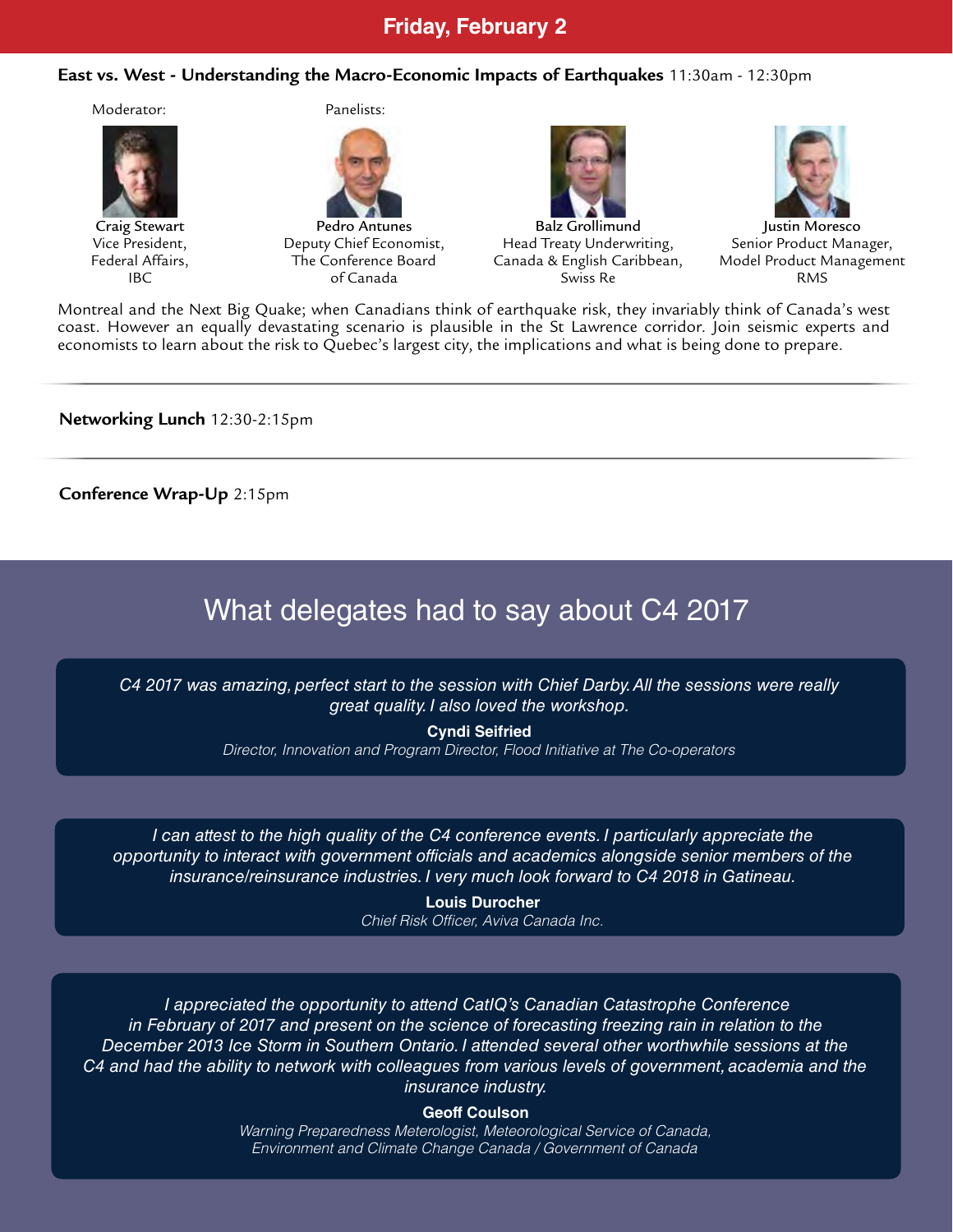## Friday, February 2

**East vs. West - Understanding the Macro-Economic Impacts of Earthquakes** 11:30am - 12:30pm

Moderator:

**Craig Stewart**
Vice President,
Federal Affairs,
IBC

Panelists:

**Pedro Antunes**
Deputy Chief Economist,
The Conference Board
of Canada

**Balz Grollimund**
Head Treaty Underwriting,
Canada & English Caribbean,
Swiss Re

**Justin Moresco**
Senior Product Manager,
Model Product Management
RMS

Montreal and the Next Big Quake; when Canadians think of earthquake risk, they invariably think of Canada's west coast. However an equally devastating scenario is plausible in the St Lawrence corridor. Join seismic experts and economists to learn about the risk to Quebec's largest city, the implications and what is being done to prepare.

---

**Networking Lunch** 12:30-2:15pm

---

**Conference Wrap-Up** 2:15pm

## What delegates had to say about C4 2017

*C4 2017 was amazing, perfect start to the session with Chief Darby. All the sessions were really great quality. I also loved the workshop.*

**Cyndi Seifried**
*Director, Innovation and Program Director, Flood Initiative at The Co-operators*

*I can attest to the high quality of the C4 conference events. I particularly appreciate the opportunity to interact with government officials and academics alongside senior members of the insurance/reinsurance industries. I very much look forward to C4 2018 in Gatineau.*

**Louis Durocher**
*Chief Risk Officer, Aviva Canada Inc.*

*I appreciated the opportunity to attend CatIQ's Canadian Catastrophe Conference in February of 2017 and present on the science of forecasting freezing rain in relation to the December 2013 Ice Storm in Southern Ontario. I attended several other worthwhile sessions at the C4 and had the ability to network with colleagues from various levels of government, academia and the insurance industry.*

**Geoff Coulson**
*Warning Preparedness Meterologist, Meteorological Service of Canada,*
*Environment and Climate Change Canada / Government of Canada*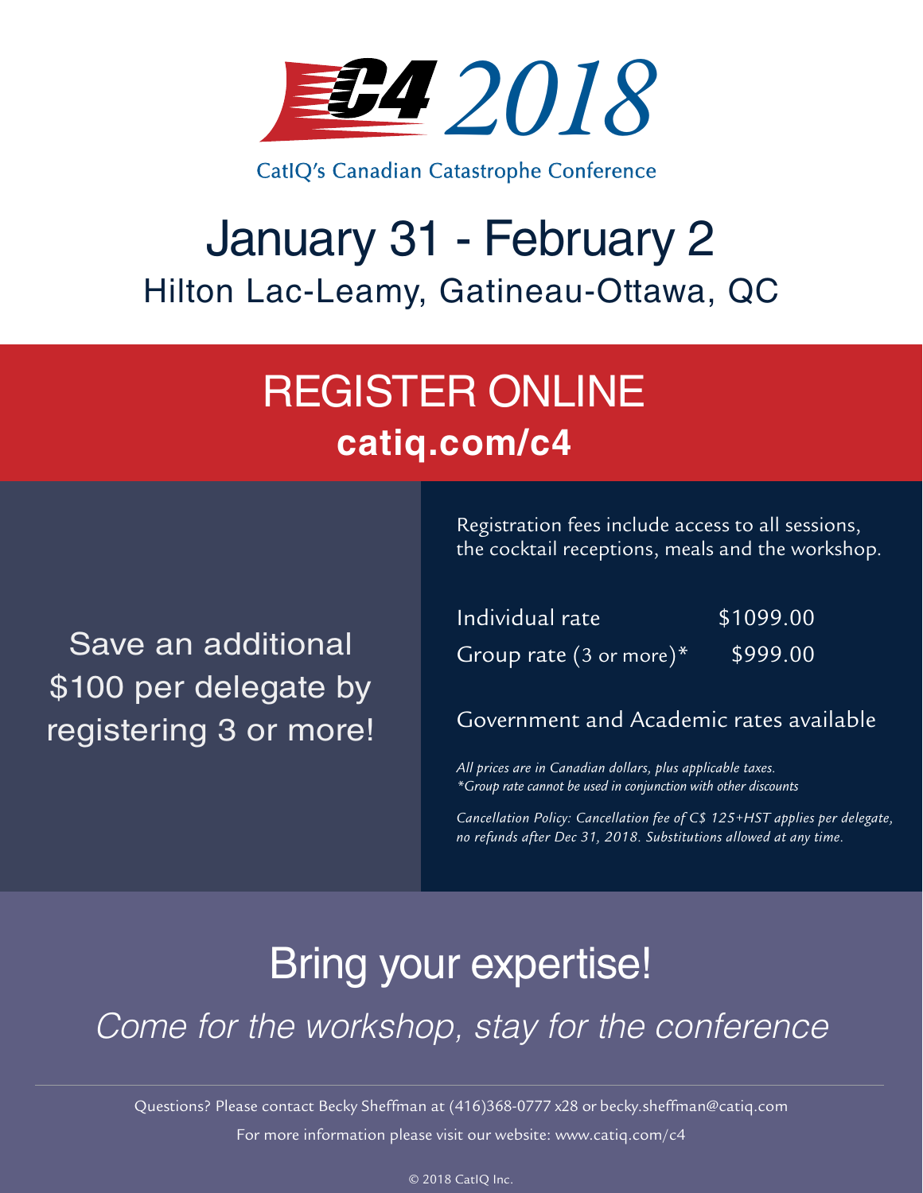# C4 2018

CatIQ's Canadian Catastrophe Conference

## January 31 - February 2

Hilton Lac-Leamy, Gatineau-Ottawa, QC

## REGISTER ONLINE

**catiq.com/c4**

Save an additional $100 per delegate by registering 3 or more!

Registration fees include access to all sessions, the cocktail receptions, meals and the workshop.

| | |
|---|---|
| Individual rate | $1099.00 |
| Group rate (3 or more)* | $999.00 |

Government and Academic rates available

*All prices are in Canadian dollars, plus applicable taxes.*
*\*Group rate cannot be used in conjunction with other discounts*

*Cancellation Policy: Cancellation fee of C$ 125+HST applies per delegate, no refunds after Dec 31, 2018. Substitutions allowed at any time.*

## Bring your expertise!

*Come for the workshop, stay for the conference*

Questions? Please contact Becky Sheffman at (416)368-0777 x28 or becky.sheffman@catiq.com

For more information please visit our website: www.catiq.com/c4

© 2018 CatIQ Inc.